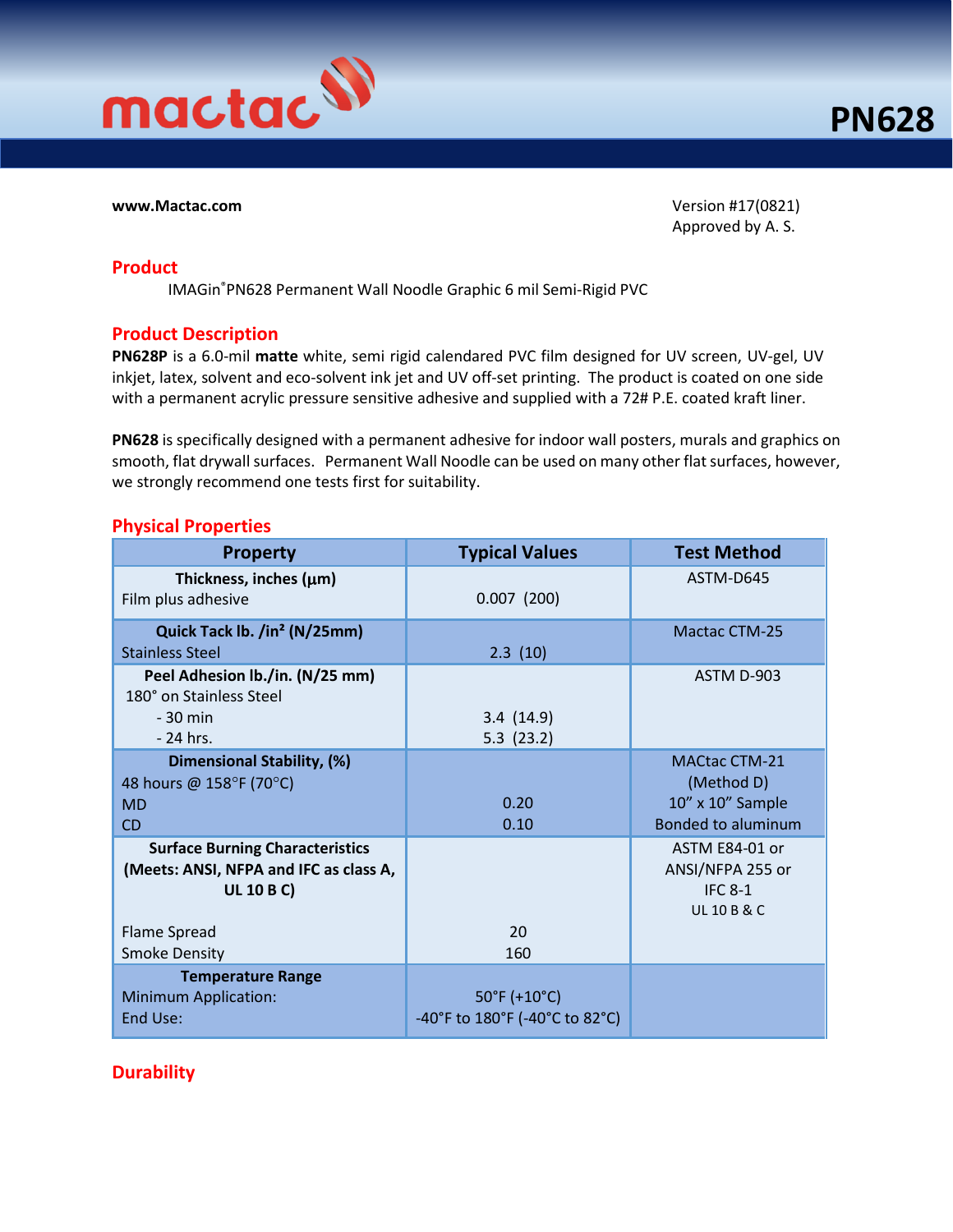# mactac PN628

**www.Mactac.com**

Version #17(0821)
Approved by A. S.

## Product

IMAGin® PN628 Permanent Wall Noodle Graphic 6 mil Semi-Rigid PVC

## Product Description

**PN628P** is a 6.0-mil **matte** white, semi rigid calendared PVC film designed for UV screen, UV-gel, UV inkjet, latex, solvent and eco-solvent ink jet and UV off-set printing. The product is coated on one side with a permanent acrylic pressure sensitive adhesive and supplied with a 72# P.E. coated kraft liner.

**PN628** is specifically designed with a permanent adhesive for indoor wall posters, murals and graphics on smooth, flat drywall surfaces. Permanent Wall Noodle can be used on many other flat surfaces, however, we strongly recommend one tests first for suitability.

## Physical Properties

| Property | Typical Values | Test Method |
|---|---|---|
| **Thickness, inches (µm)**<br>Film plus adhesive | 0.007 (200) | ASTM-D645 |
| **Quick Tack lb. /in² (N/25mm)**<br>Stainless Steel | 2.3 (10) | Mactac CTM-25 |
| **Peel Adhesion lb./in. (N/25 mm)**<br>180° on Stainless Steel<br>- 30 min<br>- 24 hrs. | <br><br>3.4 (14.9)<br>5.3 (23.2) | ASTM D-903 |
| **Dimensional Stability, (%)**<br>48 hours @ 158°F (70°C)<br>MD<br>CD | <br><br>0.20<br>0.10 | MACtac CTM-21 (Method D)<br>10" x 10" Sample<br>Bonded to aluminum |
| **Surface Burning Characteristics (Meets: ANSI, NFPA and IFC as class A, UL 10 B C)**<br>Flame Spread<br>Smoke Density | <br>20<br>160 | ASTM E84-01 or ANSI/NFPA 255 or IFC 8-1<br>UL 10 B & C |
| **Temperature Range**<br>Minimum Application:<br>End Use: | <br>50°F (+10°C)<br>-40°F to 180°F (-40°C to 82°C) | |

## Durability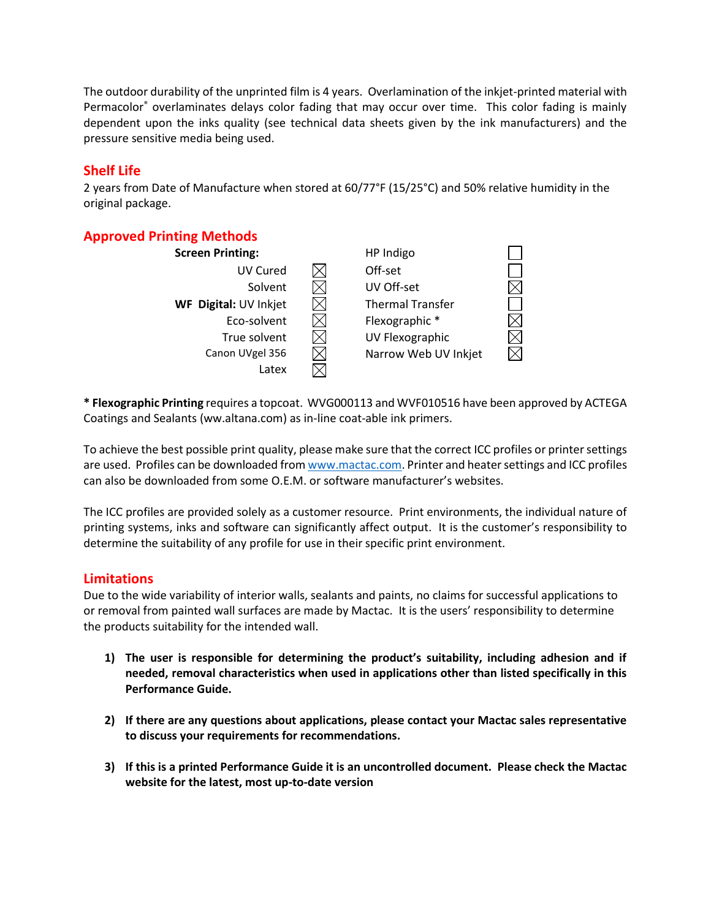The outdoor durability of the unprinted film is 4 years. Overlamination of the inkjet-printed material with Permacolor® overlaminates delays color fading that may occur over time. This color fading is mainly dependent upon the inks quality (see technical data sheets given by the ink manufacturers) and the pressure sensitive media being used.

## Shelf Life

2 years from Date of Manufacture when stored at 60/77°F (15/25°C) and 50% relative humidity in the original package.

## Approved Printing Methods

| Method | Approved | Method | Approved |
|---|---|---|---|
| **Screen Printing:** | | HP Indigo | ☐ |
| UV Cured | ☒ | Off-set | ☐ |
| Solvent | ☒ | UV Off-set | ☒ |
| **WF Digital:** UV Inkjet | ☒ | Thermal Transfer | ☐ |
| Eco-solvent | ☒ | Flexographic * | ☒ |
| True solvent | ☒ | UV Flexographic | ☒ |
| Canon UVgel 356 | ☒ | Narrow Web UV Inkjet | ☒ |
| Latex | ☒ | | |

**\* Flexographic Printing** requires a topcoat. WVG000113 and WVF010516 have been approved by ACTEGA Coatings and Sealants (ww.altana.com) as in-line coat-able ink primers.

To achieve the best possible print quality, please make sure that the correct ICC profiles or printer settings are used. Profiles can be downloaded from www.mactac.com. Printer and heater settings and ICC profiles can also be downloaded from some O.E.M. or software manufacturer's websites.

The ICC profiles are provided solely as a customer resource. Print environments, the individual nature of printing systems, inks and software can significantly affect output. It is the customer's responsibility to determine the suitability of any profile for use in their specific print environment.

## Limitations

Due to the wide variability of interior walls, sealants and paints, no claims for successful applications to or removal from painted wall surfaces are made by Mactac. It is the users' responsibility to determine the products suitability for the intended wall.

1) **The user is responsible for determining the product's suitability, including adhesion and if needed, removal characteristics when used in applications other than listed specifically in this Performance Guide.**

2) **If there are any questions about applications, please contact your Mactac sales representative to discuss your requirements for recommendations.**

3) **If this is a printed Performance Guide it is an uncontrolled document. Please check the Mactac website for the latest, most up-to-date version**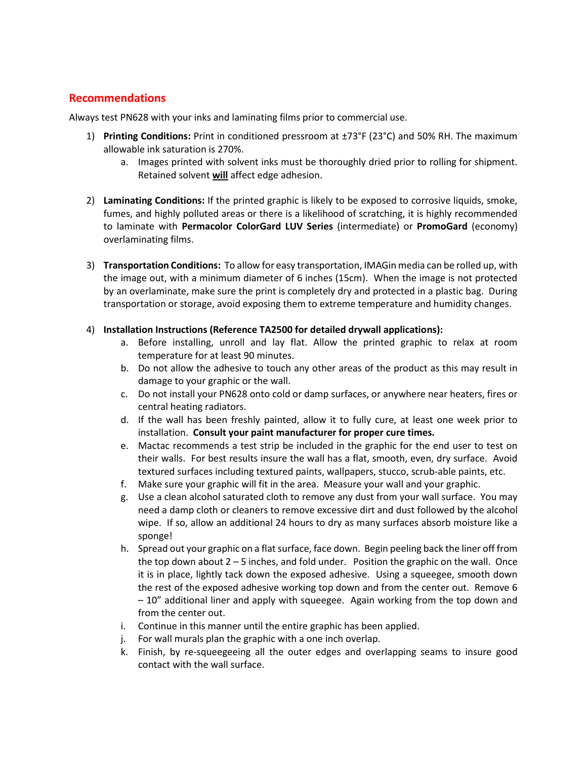## Recommendations

Always test PN628 with your inks and laminating films prior to commercial use.

1) **Printing Conditions:** Print in conditioned pressroom at ±73°F (23°C) and 50% RH. The maximum allowable ink saturation is 270%.
   a. Images printed with solvent inks must be thoroughly dried prior to rolling for shipment. Retained solvent **will** affect edge adhesion.

2) **Laminating Conditions:** If the printed graphic is likely to be exposed to corrosive liquids, smoke, fumes, and highly polluted areas or there is a likelihood of scratching, it is highly recommended to laminate with **Permacolor ColorGard LUV Series** (intermediate) or **PromoGard** (economy) overlaminating films.

3) **Transportation Conditions:** To allow for easy transportation, IMAGin media can be rolled up, with the image out, with a minimum diameter of 6 inches (15cm). When the image is not protected by an overlaminate, make sure the print is completely dry and protected in a plastic bag. During transportation or storage, avoid exposing them to extreme temperature and humidity changes.

4) **Installation Instructions (Reference TA2500 for detailed drywall applications):**
   a. Before installing, unroll and lay flat. Allow the printed graphic to relax at room temperature for at least 90 minutes.
   b. Do not allow the adhesive to touch any other areas of the product as this may result in damage to your graphic or the wall.
   c. Do not install your PN628 onto cold or damp surfaces, or anywhere near heaters, fires or central heating radiators.
   d. If the wall has been freshly painted, allow it to fully cure, at least one week prior to installation. **Consult your paint manufacturer for proper cure times.**
   e. Mactac recommends a test strip be included in the graphic for the end user to test on their walls. For best results insure the wall has a flat, smooth, even, dry surface. Avoid textured surfaces including textured paints, wallpapers, stucco, scrub-able paints, etc.
   f. Make sure your graphic will fit in the area. Measure your wall and your graphic.
   g. Use a clean alcohol saturated cloth to remove any dust from your wall surface. You may need a damp cloth or cleaners to remove excessive dirt and dust followed by the alcohol wipe. If so, allow an additional 24 hours to dry as many surfaces absorb moisture like a sponge!
   h. Spread out your graphic on a flat surface, face down. Begin peeling back the liner off from the top down about 2 – 5 inches, and fold under. Position the graphic on the wall. Once it is in place, lightly tack down the exposed adhesive. Using a squeegee, smooth down the rest of the exposed adhesive working top down and from the center out. Remove 6 – 10" additional liner and apply with squeegee. Again working from the top down and from the center out.
   i. Continue in this manner until the entire graphic has been applied.
   j. For wall murals plan the graphic with a one inch overlap.
   k. Finish, by re-squeegeeing all the outer edges and overlapping seams to insure good contact with the wall surface.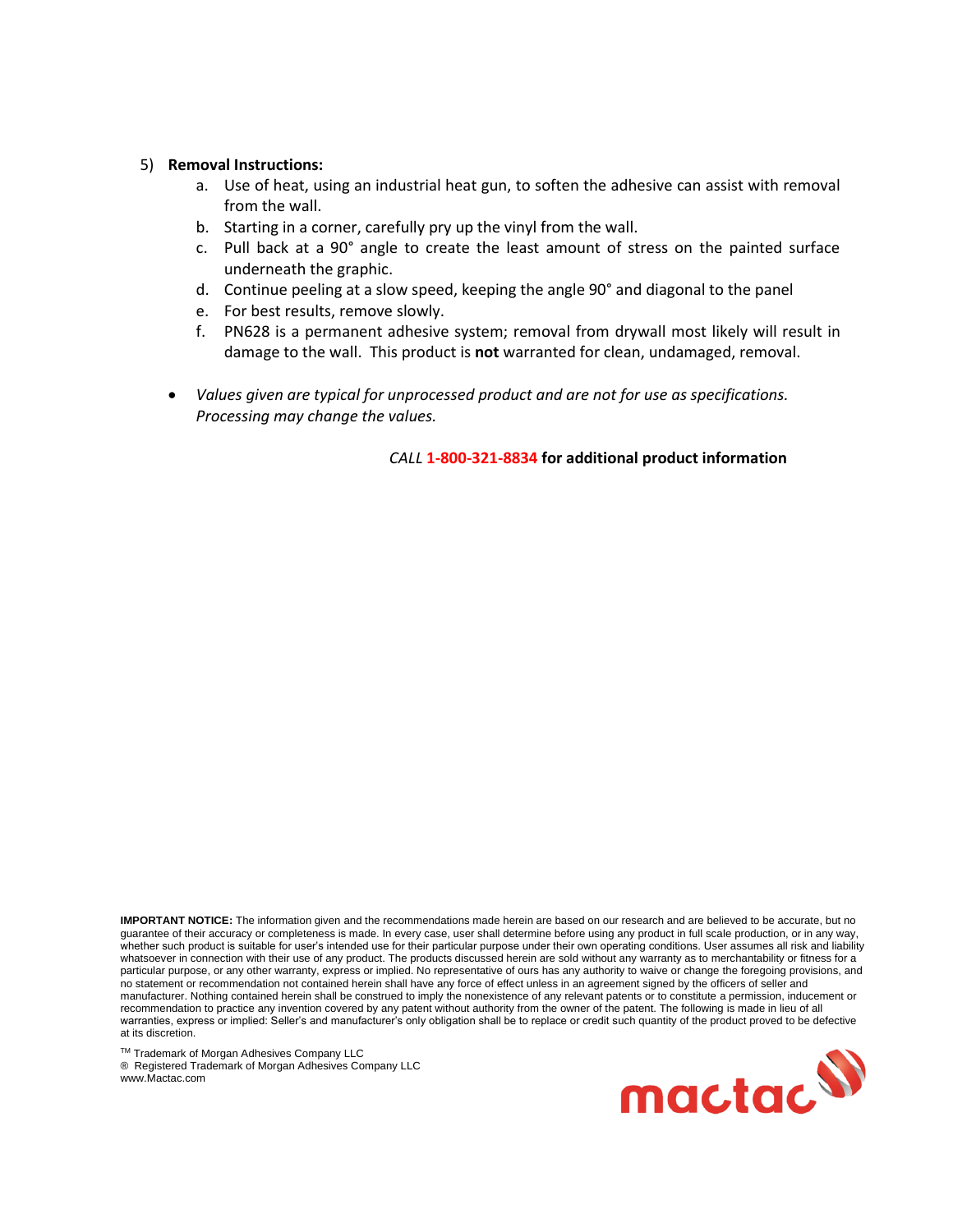5) **Removal Instructions:**
   a. Use of heat, using an industrial heat gun, to soften the adhesive can assist with removal from the wall.
   b. Starting in a corner, carefully pry up the vinyl from the wall.
   c. Pull back at a 90° angle to create the least amount of stress on the painted surface underneath the graphic.
   d. Continue peeling at a slow speed, keeping the angle 90° and diagonal to the panel
   e. For best results, remove slowly.
   f. PN628 is a permanent adhesive system; removal from drywall most likely will result in damage to the wall. This product is **not** warranted for clean, undamaged, removal.

- *Values given are typical for unprocessed product and are not for use as specifications. Processing may change the values.*

*CALL* **1-800-321-8834 for additional product information**

**IMPORTANT NOTICE:** The information given and the recommendations made herein are based on our research and are believed to be accurate, but no guarantee of their accuracy or completeness is made. In every case, user shall determine before using any product in full scale production, or in any way, whether such product is suitable for user's intended use for their particular purpose under their own operating conditions. User assumes all risk and liability whatsoever in connection with their use of any product. The products discussed herein are sold without any warranty as to merchantability or fitness for a particular purpose, or any other warranty, express or implied. No representative of ours has any authority to waive or change the foregoing provisions, and no statement or recommendation not contained herein shall have any force of effect unless in an agreement signed by the officers of seller and manufacturer. Nothing contained herein shall be construed to imply the nonexistence of any relevant patents or to constitute a permission, inducement or recommendation to practice any invention covered by any patent without authority from the owner of the patent. The following is made in lieu of all warranties, express or implied: Seller's and manufacturer's only obligation shall be to replace or credit such quantity of the product proved to be defective at its discretion.

TM Trademark of Morgan Adhesives Company LLC
® Registered Trademark of Morgan Adhesives Company LLC
www.Mactac.com

mactac